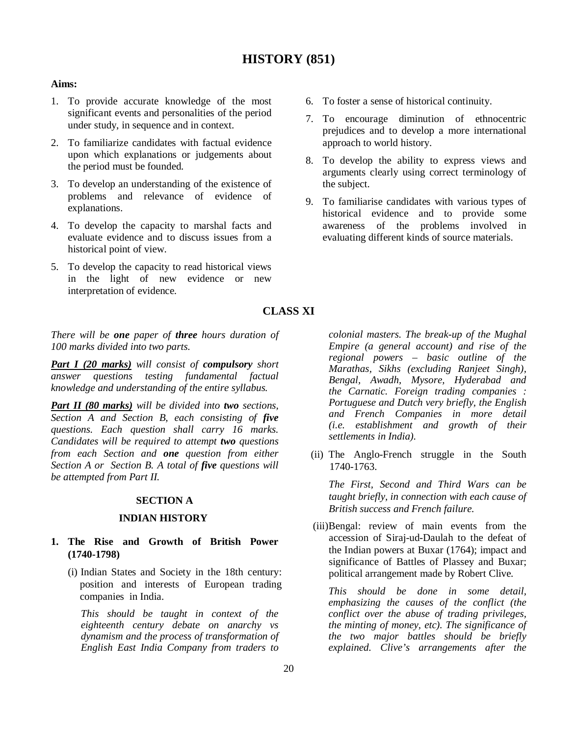# HISTORY (851)

**Aims:**

1. To provide accurate knowledge of the most significant events and personalities of the period under study, in sequence and in context.
2. To familiarize candidates with factual evidence upon which explanations or judgements about the period must be founded.
3. To develop an understanding of the existence of problems and relevance of evidence of explanations.
4. To develop the capacity to marshal facts and evaluate evidence and to discuss issues from a historical point of view.
5. To develop the capacity to read historical views in the light of new evidence or new interpretation of evidence.
6. To foster a sense of historical continuity.
7. To encourage diminution of ethnocentric prejudices and to develop a more international approach to world history.
8. To develop the ability to express views and arguments clearly using correct terminology of the subject.
9. To familiarise candidates with various types of historical evidence and to provide some awareness of the problems involved in evaluating different kinds of source materials.

## CLASS XI

*There will be **one** paper of **three** hours duration of 100 marks divided into two parts.*

***Part I (20 marks)*** *will consist of **compulsory** short answer questions testing fundamental factual knowledge and understanding of the entire syllabus.*

***Part II (80 marks)*** *will be divided into **two** sections, Section A and Section B, each consisting of **five** questions. Each question shall carry 16 marks. Candidates will be required to attempt **two** questions from each Section and **one** question from either Section A or Section B. A total of **five** questions will be attempted from Part II.*

### SECTION A

### INDIAN HISTORY

**1. The Rise and Growth of British Power (1740-1798)**

(i) Indian States and Society in the 18th century: position and interests of European trading companies in India.

*This should be taught in context of the eighteenth century debate on anarchy vs dynamism and the process of transformation of English East India Company from traders to colonial masters. The break-up of the Mughal Empire (a general account) and rise of the regional powers – basic outline of the Marathas, Sikhs (excluding Ranjeet Singh), Bengal, Awadh, Mysore, Hyderabad and the Carnatic. Foreign trading companies : Portuguese and Dutch very briefly, the English and French Companies in more detail (i.e. establishment and growth of their settlements in India).*

(ii) The Anglo-French struggle in the South 1740-1763.

*The First, Second and Third Wars can be taught briefly, in connection with each cause of British success and French failure.*

(iii) Bengal: review of main events from the accession of Siraj-ud-Daulah to the defeat of the Indian powers at Buxar (1764); impact and significance of Battles of Plassey and Buxar; political arrangement made by Robert Clive.

*This should be done in some detail, emphasizing the causes of the conflict (the conflict over the abuse of trading privileges, the minting of money, etc). The significance of the two major battles should be briefly explained. Clive's arrangements after the*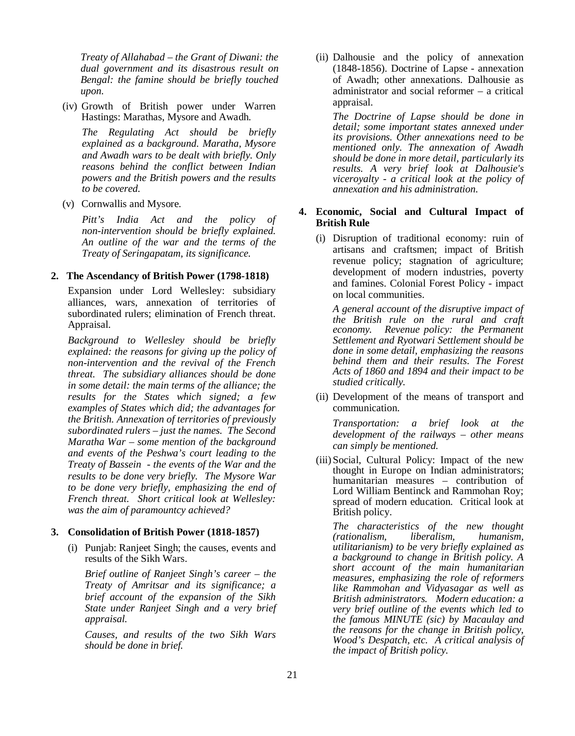*Treaty of Allahabad – the Grant of Diwani: the dual government and its disastrous result on Bengal: the famine should be briefly touched upon.*

(iv) Growth of British power under Warren Hastings: Marathas, Mysore and Awadh.

*The Regulating Act should be briefly explained as a background. Maratha, Mysore and Awadh wars to be dealt with briefly. Only reasons behind the conflict between Indian powers and the British powers and the results to be covered.*

(v) Cornwallis and Mysore.

*Pitt's India Act and the policy of non-intervention should be briefly explained. An outline of the war and the terms of the Treaty of Seringapatam, its significance.*

**2. The Ascendancy of British Power (1798-1818)**

Expansion under Lord Wellesley: subsidiary alliances, wars, annexation of territories of subordinated rulers; elimination of French threat. Appraisal.

*Background to Wellesley should be briefly explained: the reasons for giving up the policy of non-intervention and the revival of the French threat. The subsidiary alliances should be done in some detail: the main terms of the alliance; the results for the States which signed; a few examples of States which did; the advantages for the British. Annexation of territories of previously subordinated rulers – just the names. The Second Maratha War – some mention of the background and events of the Peshwa's court leading to the Treaty of Bassein - the events of the War and the results to be done very briefly. The Mysore War to be done very briefly, emphasizing the end of French threat. Short critical look at Wellesley: was the aim of paramountcy achieved?*

**3. Consolidation of British Power (1818-1857)**

(i) Punjab: Ranjeet Singh; the causes, events and results of the Sikh Wars.

*Brief outline of Ranjeet Singh's career – the Treaty of Amritsar and its significance; a brief account of the expansion of the Sikh State under Ranjeet Singh and a very brief appraisal.*

*Causes, and results of the two Sikh Wars should be done in brief.*

(ii) Dalhousie and the policy of annexation (1848-1856). Doctrine of Lapse - annexation of Awadh; other annexations. Dalhousie as administrator and social reformer – a critical appraisal.

*The Doctrine of Lapse should be done in detail; some important states annexed under its provisions. Other annexations need to be mentioned only. The annexation of Awadh should be done in more detail, particularly its results. A very brief look at Dalhousie's viceroyalty - a critical look at the policy of annexation and his administration.*

**4. Economic, Social and Cultural Impact of British Rule**

(i) Disruption of traditional economy: ruin of artisans and craftsmen; impact of British revenue policy; stagnation of agriculture; development of modern industries, poverty and famines. Colonial Forest Policy - impact on local communities.

*A general account of the disruptive impact of the British rule on the rural and craft economy. Revenue policy: the Permanent Settlement and Ryotwari Settlement should be done in some detail, emphasizing the reasons behind them and their results. The Forest Acts of 1860 and 1894 and their impact to be studied critically.*

(ii) Development of the means of transport and communication.

*Transportation: a brief look at the development of the railways – other means can simply be mentioned.*

(iii) Social, Cultural Policy: Impact of the new thought in Europe on Indian administrators; humanitarian measures – contribution of Lord William Bentinck and Rammohan Roy; spread of modern education. Critical look at British policy.

*The characteristics of the new thought (rationalism, liberalism, humanism, utilitarianism) to be very briefly explained as a background to change in British policy. A short account of the main humanitarian measures, emphasizing the role of reformers like Rammohan and Vidyasagar as well as British administrators. Modern education: a very brief outline of the events which led to the famous MINUTE (sic) by Macaulay and the reasons for the change in British policy, Wood's Despatch, etc. A critical analysis of the impact of British policy.*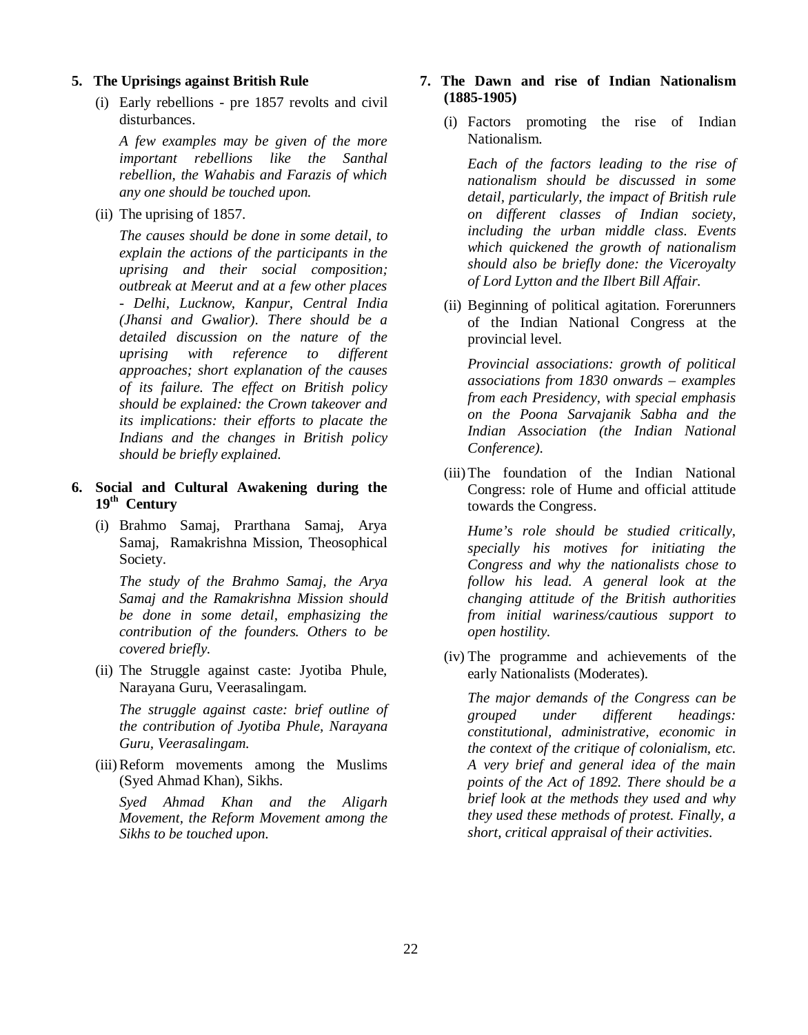**5. The Uprisings against British Rule**

(i) Early rebellions - pre 1857 revolts and civil disturbances.

*A few examples may be given of the more important rebellions like the Santhal rebellion, the Wahabis and Farazis of which any one should be touched upon.*

(ii) The uprising of 1857.

*The causes should be done in some detail, to explain the actions of the participants in the uprising and their social composition; outbreak at Meerut and at a few other places - Delhi, Lucknow, Kanpur, Central India (Jhansi and Gwalior). There should be a detailed discussion on the nature of the uprising with reference to different approaches; short explanation of the causes of its failure. The effect on British policy should be explained: the Crown takeover and its implications: their efforts to placate the Indians and the changes in British policy should be briefly explained.*

**6. Social and Cultural Awakening during the 19th Century**

(i) Brahmo Samaj, Prarthana Samaj, Arya Samaj, Ramakrishna Mission, Theosophical Society.

*The study of the Brahmo Samaj, the Arya Samaj and the Ramakrishna Mission should be done in some detail, emphasizing the contribution of the founders. Others to be covered briefly.*

(ii) The Struggle against caste: Jyotiba Phule, Narayana Guru, Veerasalingam.

*The struggle against caste: brief outline of the contribution of Jyotiba Phule, Narayana Guru, Veerasalingam.*

(iii) Reform movements among the Muslims (Syed Ahmad Khan), Sikhs.

*Syed Ahmad Khan and the Aligarh Movement, the Reform Movement among the Sikhs to be touched upon.*

**7. The Dawn and rise of Indian Nationalism (1885-1905)**

(i) Factors promoting the rise of Indian Nationalism.

*Each of the factors leading to the rise of nationalism should be discussed in some detail, particularly, the impact of British rule on different classes of Indian society, including the urban middle class. Events which quickened the growth of nationalism should also be briefly done: the Viceroyalty of Lord Lytton and the Ilbert Bill Affair.*

(ii) Beginning of political agitation. Forerunners of the Indian National Congress at the provincial level.

*Provincial associations: growth of political associations from 1830 onwards – examples from each Presidency, with special emphasis on the Poona Sarvajanik Sabha and the Indian Association (the Indian National Conference).*

(iii) The foundation of the Indian National Congress: role of Hume and official attitude towards the Congress.

*Hume's role should be studied critically, specially his motives for initiating the Congress and why the nationalists chose to follow his lead. A general look at the changing attitude of the British authorities from initial wariness/cautious support to open hostility.*

(iv) The programme and achievements of the early Nationalists (Moderates).

*The major demands of the Congress can be grouped under different headings: constitutional, administrative, economic in the context of the critique of colonialism, etc. A very brief and general idea of the main points of the Act of 1892. There should be a brief look at the methods they used and why they used these methods of protest. Finally, a short, critical appraisal of their activities.*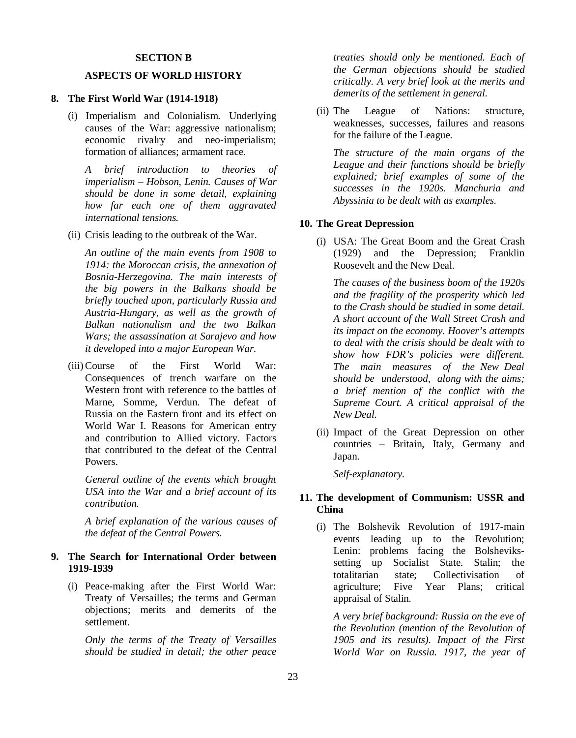## SECTION B

## ASPECTS OF WORLD HISTORY

**8. The First World War (1914-1918)**

(i) Imperialism and Colonialism. Underlying causes of the War: aggressive nationalism; economic rivalry and neo-imperialism; formation of alliances; armament race.

*A brief introduction to theories of imperialism – Hobson, Lenin. Causes of War should be done in some detail, explaining how far each one of them aggravated international tensions.*

(ii) Crisis leading to the outbreak of the War.

*An outline of the main events from 1908 to 1914: the Moroccan crisis, the annexation of Bosnia-Herzegovina. The main interests of the big powers in the Balkans should be briefly touched upon, particularly Russia and Austria-Hungary, as well as the growth of Balkan nationalism and the two Balkan Wars; the assassination at Sarajevo and how it developed into a major European War.*

(iii) Course of the First World War: Consequences of trench warfare on the Western front with reference to the battles of Marne, Somme, Verdun. The defeat of Russia on the Eastern front and its effect on World War I. Reasons for American entry and contribution to Allied victory. Factors that contributed to the defeat of the Central Powers.

*General outline of the events which brought USA into the War and a brief account of its contribution.*

*A brief explanation of the various causes of the defeat of the Central Powers.*

**9. The Search for International Order between 1919-1939**

(i) Peace-making after the First World War: Treaty of Versailles; the terms and German objections; merits and demerits of the settlement.

*Only the terms of the Treaty of Versailles should be studied in detail; the other peace treaties should only be mentioned. Each of the German objections should be studied critically. A very brief look at the merits and demerits of the settlement in general.*

(ii) The League of Nations: structure, weaknesses, successes, failures and reasons for the failure of the League.

*The structure of the main organs of the League and their functions should be briefly explained; brief examples of some of the successes in the 1920s. Manchuria and Abyssinia to be dealt with as examples.*

**10. The Great Depression**

(i) USA: The Great Boom and the Great Crash (1929) and the Depression; Franklin Roosevelt and the New Deal.

*The causes of the business boom of the 1920s and the fragility of the prosperity which led to the Crash should be studied in some detail. A short account of the Wall Street Crash and its impact on the economy. Hoover's attempts to deal with the crisis should be dealt with to show how FDR's policies were different. The main measures of the New Deal should be understood, along with the aims; a brief mention of the conflict with the Supreme Court. A critical appraisal of the New Deal.*

(ii) Impact of the Great Depression on other countries – Britain, Italy, Germany and Japan.

*Self-explanatory.*

**11. The development of Communism: USSR and China**

(i) The Bolshevik Revolution of 1917-main events leading up to the Revolution; Lenin: problems facing the Bolsheviks-setting up Socialist State. Stalin; the totalitarian state; Collectivisation of agriculture; Five Year Plans; critical appraisal of Stalin.

*A very brief background: Russia on the eve of the Revolution (mention of the Revolution of 1905 and its results). Impact of the First World War on Russia. 1917, the year of*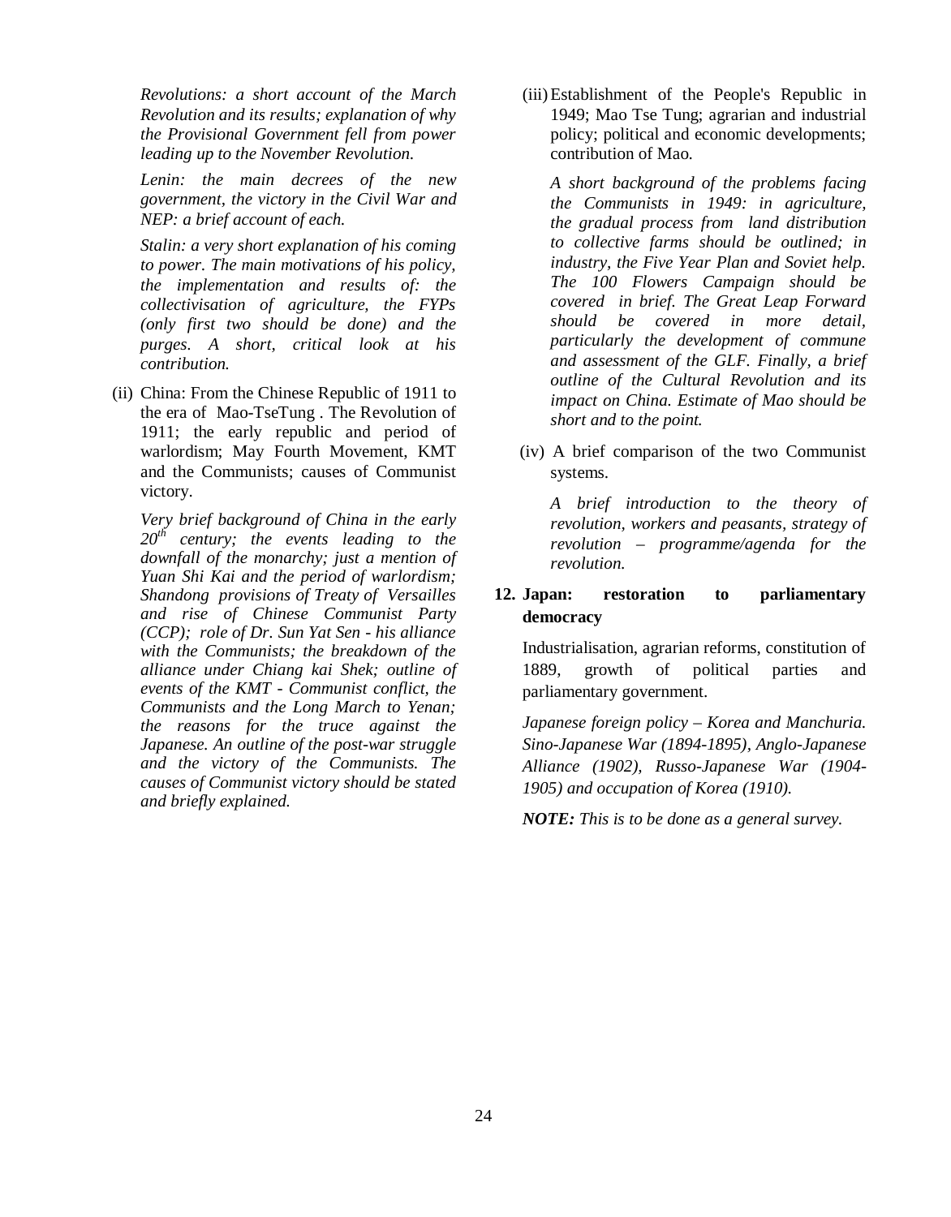*Revolutions: a short account of the March Revolution and its results; explanation of why the Provisional Government fell from power leading up to the November Revolution.*

*Lenin: the main decrees of the new government, the victory in the Civil War and NEP: a brief account of each.*

*Stalin: a very short explanation of his coming to power. The main motivations of his policy, the implementation and results of: the collectivisation of agriculture, the FYPs (only first two should be done) and the purges. A short, critical look at his contribution.*

(ii) China: From the Chinese Republic of 1911 to the era of Mao-TseTung . The Revolution of 1911; the early republic and period of warlordism; May Fourth Movement, KMT and the Communists; causes of Communist victory.

*Very brief background of China in the early 20th century; the events leading to the downfall of the monarchy; just a mention of Yuan Shi Kai and the period of warlordism; Shandong provisions of Treaty of Versailles and rise of Chinese Communist Party (CCP); role of Dr. Sun Yat Sen - his alliance with the Communists; the breakdown of the alliance under Chiang kai Shek; outline of events of the KMT - Communist conflict, the Communists and the Long March to Yenan; the reasons for the truce against the Japanese. An outline of the post-war struggle and the victory of the Communists. The causes of Communist victory should be stated and briefly explained.*

(iii) Establishment of the People's Republic in 1949; Mao Tse Tung; agrarian and industrial policy; political and economic developments; contribution of Mao.

*A short background of the problems facing the Communists in 1949: in agriculture, the gradual process from land distribution to collective farms should be outlined; in industry, the Five Year Plan and Soviet help. The 100 Flowers Campaign should be covered in brief. The Great Leap Forward should be covered in more detail, particularly the development of commune and assessment of the GLF. Finally, a brief outline of the Cultural Revolution and its impact on China. Estimate of Mao should be short and to the point.*

(iv) A brief comparison of the two Communist systems.

*A brief introduction to the theory of revolution, workers and peasants, strategy of revolution – programme/agenda for the revolution.*

**12. Japan: restoration to parliamentary democracy**

Industrialisation, agrarian reforms, constitution of 1889, growth of political parties and parliamentary government.

*Japanese foreign policy – Korea and Manchuria. Sino-Japanese War (1894-1895), Anglo-Japanese Alliance (1902), Russo-Japanese War (1904-1905) and occupation of Korea (1910).*

***NOTE:** This is to be done as a general survey.*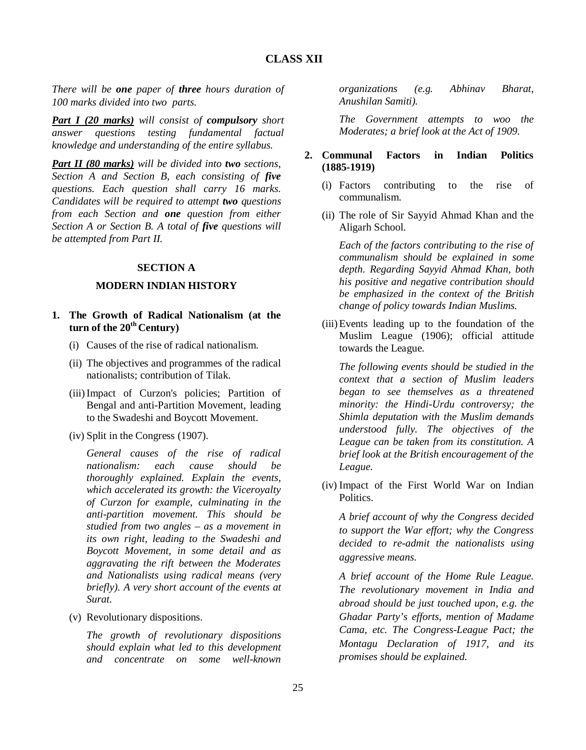## CLASS XII

*There will be **one** paper of **three** hours duration of 100 marks divided into two parts.*

***Part I (20 marks)** will consist of **compulsory** short answer questions testing fundamental factual knowledge and understanding of the entire syllabus.*

***Part II (80 marks)** will be divided into **two** sections, Section A and Section B, each consisting of **five** questions. Each question shall carry 16 marks. Candidates will be required to attempt **two** questions from each Section and **one** question from either Section A or Section B. A total of **five** questions will be attempted from Part II.*

### SECTION A

### MODERN INDIAN HISTORY

**1. The Growth of Radical Nationalism (at the turn of the 20th Century)**

(i) Causes of the rise of radical nationalism.

(ii) The objectives and programmes of the radical nationalists; contribution of Tilak.

(iii) Impact of Curzon's policies; Partition of Bengal and anti-Partition Movement, leading to the Swadeshi and Boycott Movement.

(iv) Split in the Congress (1907).

*General causes of the rise of radical nationalism: each cause should be thoroughly explained. Explain the events, which accelerated its growth: the Viceroyalty of Curzon for example, culminating in the anti-partition movement. This should be studied from two angles – as a movement in its own right, leading to the Swadeshi and Boycott Movement, in some detail and as aggravating the rift between the Moderates and Nationalists using radical means (very briefly). A very short account of the events at Surat.*

(v) Revolutionary dispositions.

*The growth of revolutionary dispositions should explain what led to this development and concentrate on some well-known organizations (e.g. Abhinav Bharat, Anushilan Samiti).*

*The Government attempts to woo the Moderates; a brief look at the Act of 1909.*

**2. Communal Factors in Indian Politics (1885-1919)**

(i) Factors contributing to the rise of communalism.

(ii) The role of Sir Sayyid Ahmad Khan and the Aligarh School.

*Each of the factors contributing to the rise of communalism should be explained in some depth. Regarding Sayyid Ahmad Khan, both his positive and negative contribution should be emphasized in the context of the British change of policy towards Indian Muslims.*

(iii) Events leading up to the foundation of the Muslim League (1906); official attitude towards the League.

*The following events should be studied in the context that a section of Muslim leaders began to see themselves as a threatened minority: the Hindi-Urdu controversy; the Shimla deputation with the Muslim demands understood fully. The objectives of the League can be taken from its constitution. A brief look at the British encouragement of the League.*

(iv) Impact of the First World War on Indian Politics.

*A brief account of why the Congress decided to support the War effort; why the Congress decided to re-admit the nationalists using aggressive means.*

*A brief account of the Home Rule League. The revolutionary movement in India and abroad should be just touched upon, e.g. the Ghadar Party's efforts, mention of Madame Cama, etc. The Congress-League Pact; the Montagu Declaration of 1917, and its promises should be explained.*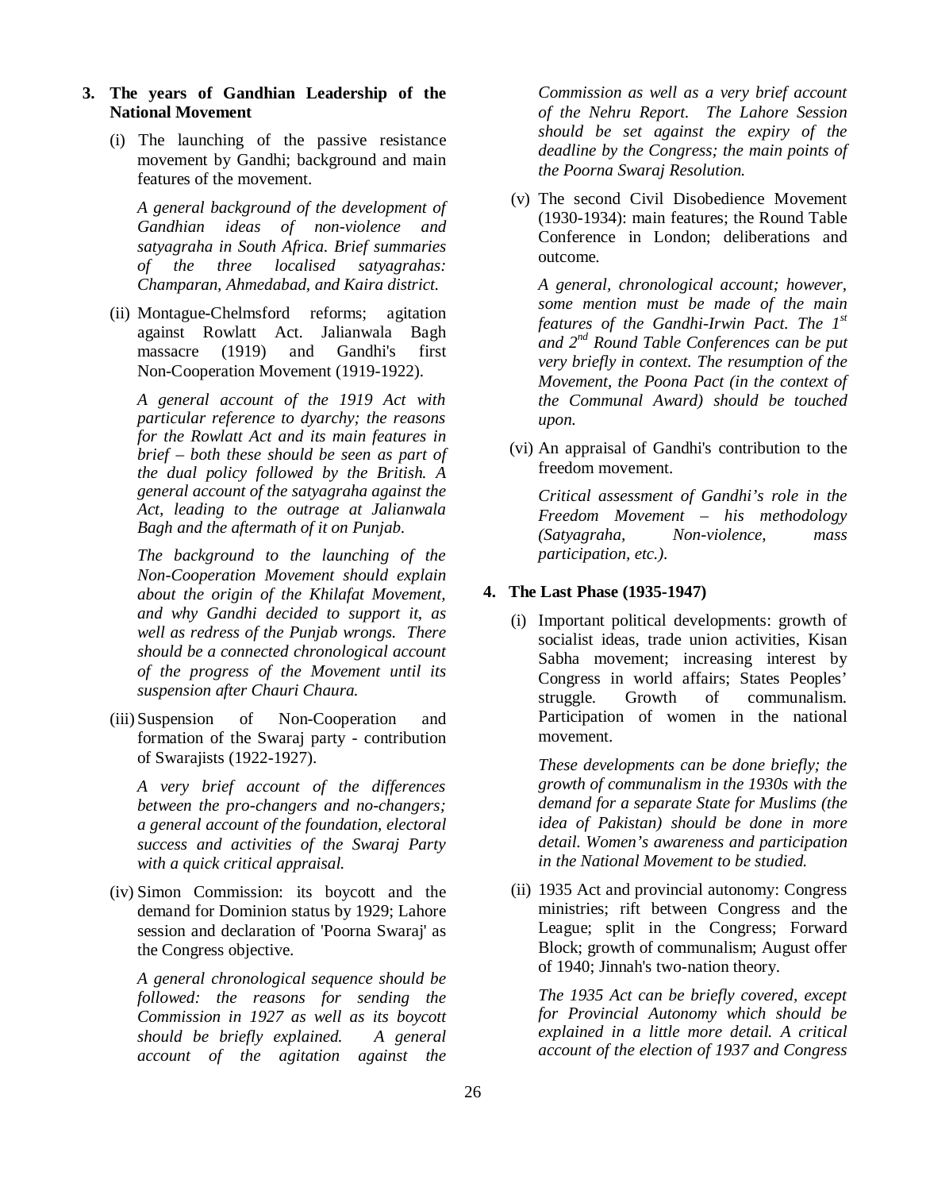**3. The years of Gandhian Leadership of the National Movement**

(i) The launching of the passive resistance movement by Gandhi; background and main features of the movement.

*A general background of the development of Gandhian ideas of non-violence and satyagraha in South Africa. Brief summaries of the three localised satyagrahas: Champaran, Ahmedabad, and Kaira district.*

(ii) Montague-Chelmsford reforms; agitation against Rowlatt Act. Jalianwala Bagh massacre (1919) and Gandhi's first Non-Cooperation Movement (1919-1922).

*A general account of the 1919 Act with particular reference to dyarchy; the reasons for the Rowlatt Act and its main features in brief – both these should be seen as part of the dual policy followed by the British. A general account of the satyagraha against the Act, leading to the outrage at Jalianwala Bagh and the aftermath of it on Punjab.*

*The background to the launching of the Non-Cooperation Movement should explain about the origin of the Khilafat Movement, and why Gandhi decided to support it, as well as redress of the Punjab wrongs. There should be a connected chronological account of the progress of the Movement until its suspension after Chauri Chaura.*

(iii) Suspension of Non-Cooperation and formation of the Swaraj party - contribution of Swarajists (1922-1927).

*A very brief account of the differences between the pro-changers and no-changers; a general account of the foundation, electoral success and activities of the Swaraj Party with a quick critical appraisal.*

(iv) Simon Commission: its boycott and the demand for Dominion status by 1929; Lahore session and declaration of 'Poorna Swaraj' as the Congress objective.

*A general chronological sequence should be followed: the reasons for sending the Commission in 1927 as well as its boycott should be briefly explained. A general account of the agitation against the Commission as well as a very brief account of the Nehru Report. The Lahore Session should be set against the expiry of the deadline by the Congress; the main points of the Poorna Swaraj Resolution.*

(v) The second Civil Disobedience Movement (1930-1934): main features; the Round Table Conference in London; deliberations and outcome.

*A general, chronological account; however, some mention must be made of the main features of the Gandhi-Irwin Pact. The 1st and 2nd Round Table Conferences can be put very briefly in context. The resumption of the Movement, the Poona Pact (in the context of the Communal Award) should be touched upon.*

(vi) An appraisal of Gandhi's contribution to the freedom movement.

*Critical assessment of Gandhi's role in the Freedom Movement – his methodology (Satyagraha, Non-violence, mass participation, etc.).*

**4. The Last Phase (1935-1947)**

(i) Important political developments: growth of socialist ideas, trade union activities, Kisan Sabha movement; increasing interest by Congress in world affairs; States Peoples' struggle. Growth of communalism. Participation of women in the national movement.

*These developments can be done briefly; the growth of communalism in the 1930s with the demand for a separate State for Muslims (the idea of Pakistan) should be done in more detail. Women's awareness and participation in the National Movement to be studied.*

(ii) 1935 Act and provincial autonomy: Congress ministries; rift between Congress and the League; split in the Congress; Forward Block; growth of communalism; August offer of 1940; Jinnah's two-nation theory.

*The 1935 Act can be briefly covered, except for Provincial Autonomy which should be explained in a little more detail. A critical account of the election of 1937 and Congress*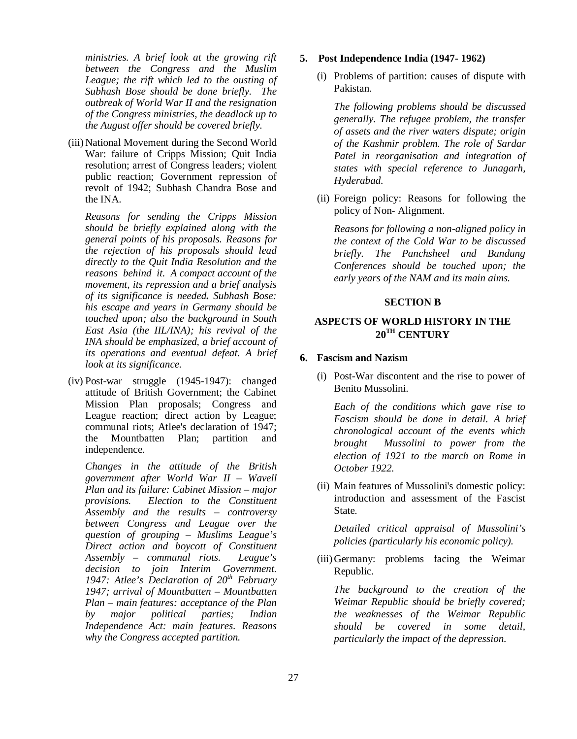*ministries. A brief look at the growing rift between the Congress and the Muslim League; the rift which led to the ousting of Subhash Bose should be done briefly. The outbreak of World War II and the resignation of the Congress ministries, the deadlock up to the August offer should be covered briefly.*

(iii) National Movement during the Second World War: failure of Cripps Mission; Quit India resolution; arrest of Congress leaders; violent public reaction; Government repression of revolt of 1942; Subhash Chandra Bose and the INA.

*Reasons for sending the Cripps Mission should be briefly explained along with the general points of his proposals. Reasons for the rejection of his proposals should lead directly to the Quit India Resolution and the reasons behind it. A compact account of the movement, its repression and a brief analysis of its significance is needed**.** Subhash Bose: his escape and years in Germany should be touched upon; also the background in South East Asia (the IIL/INA); his revival of the INA should be emphasized, a brief account of its operations and eventual defeat. A brief look at its significance.*

(iv) Post-war struggle (1945-1947): changed attitude of British Government; the Cabinet Mission Plan proposals; Congress and League reaction; direct action by League; communal riots; Atlee's declaration of 1947; the Mountbatten Plan; partition and independence.

*Changes in the attitude of the British government after World War II – Wavell Plan and its failure: Cabinet Mission – major provisions. Election to the Constituent Assembly and the results – controversy between Congress and League over the question of grouping – Muslims League's Direct action and boycott of Constituent Assembly – communal riots. League's decision to join Interim Government. 1947: Atlee's Declaration of 20th February 1947; arrival of Mountbatten – Mountbatten Plan – main features: acceptance of the Plan by major political parties; Indian Independence Act: main features. Reasons why the Congress accepted partition.*

**5. Post Independence India (1947- 1962)**

(i) Problems of partition: causes of dispute with Pakistan.

*The following problems should be discussed generally. The refugee problem, the transfer of assets and the river waters dispute; origin of the Kashmir problem. The role of Sardar Patel in reorganisation and integration of states with special reference to Junagarh, Hyderabad.*

(ii) Foreign policy: Reasons for following the policy of Non- Alignment.

*Reasons for following a non-aligned policy in the context of the Cold War to be discussed briefly. The Panchsheel and Bandung Conferences should be touched upon; the early years of the NAM and its main aims.*

## SECTION B

## ASPECTS OF WORLD HISTORY IN THE 20TH CENTURY

**6. Fascism and Nazism**

(i) Post-War discontent and the rise to power of Benito Mussolini.

*Each of the conditions which gave rise to Fascism should be done in detail. A brief chronological account of the events which brought Mussolini to power from the election of 1921 to the march on Rome in October 1922.*

(ii) Main features of Mussolini's domestic policy: introduction and assessment of the Fascist State.

*Detailed critical appraisal of Mussolini's policies (particularly his economic policy).*

(iii) Germany: problems facing the Weimar Republic.

*The background to the creation of the Weimar Republic should be briefly covered; the weaknesses of the Weimar Republic should be covered in some detail, particularly the impact of the depression.*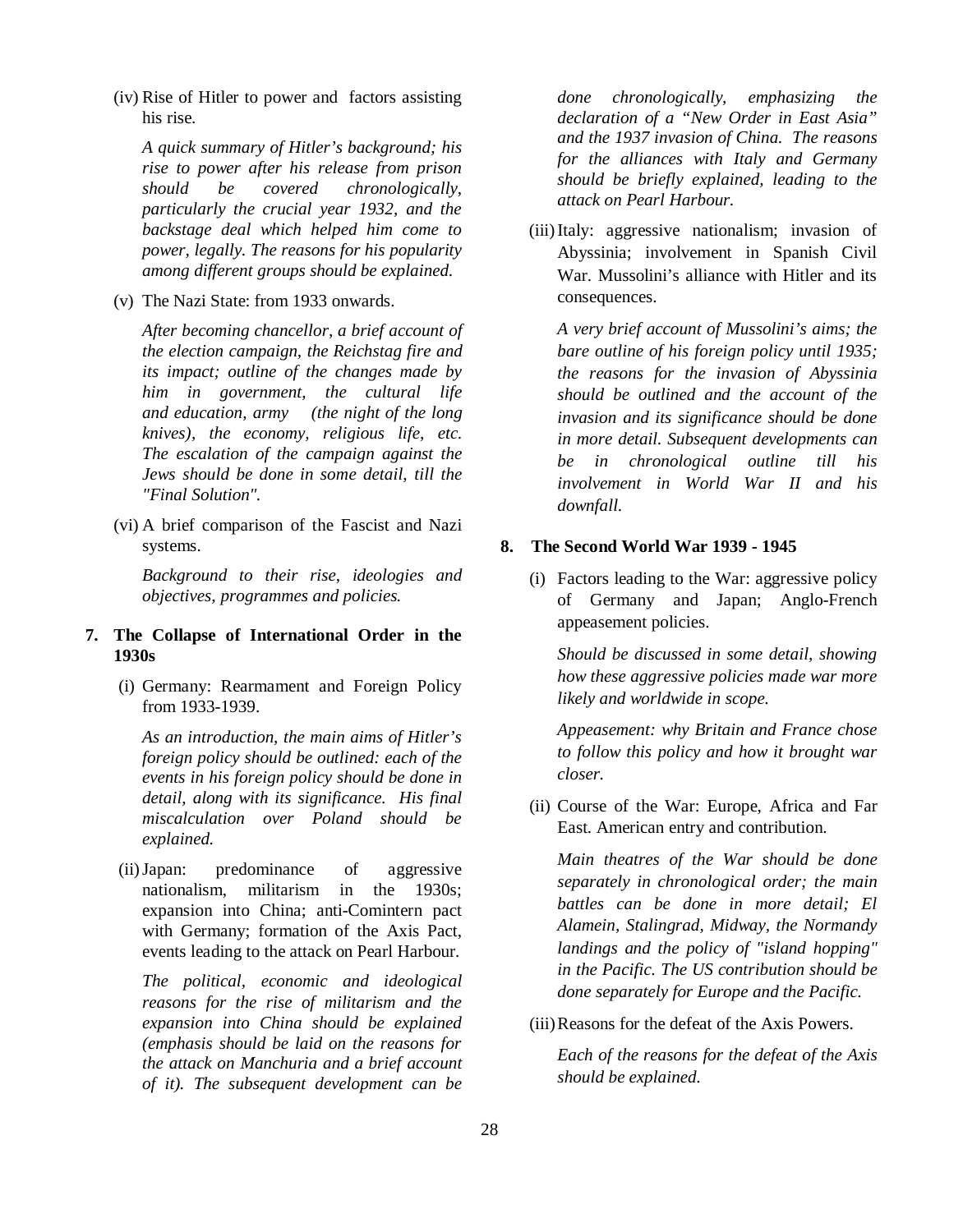(iv) Rise of Hitler to power and factors assisting his rise.

*A quick summary of Hitler's background; his rise to power after his release from prison should be covered chronologically, particularly the crucial year 1932, and the backstage deal which helped him come to power, legally. The reasons for his popularity among different groups should be explained.*

(v) The Nazi State: from 1933 onwards.

*After becoming chancellor, a brief account of the election campaign, the Reichstag fire and its impact; outline of the changes made by him in government, the cultural life and education, army (the night of the long knives), the economy, religious life, etc. The escalation of the campaign against the Jews should be done in some detail, till the "Final Solution".*

(vi) A brief comparison of the Fascist and Nazi systems.

*Background to their rise, ideologies and objectives, programmes and policies.*

**7. The Collapse of International Order in the 1930s**

(i) Germany: Rearmament and Foreign Policy from 1933-1939.

*As an introduction, the main aims of Hitler's foreign policy should be outlined: each of the events in his foreign policy should be done in detail, along with its significance. His final miscalculation over Poland should be explained.*

(ii) Japan: predominance of aggressive nationalism, militarism in the 1930s; expansion into China; anti-Comintern pact with Germany; formation of the Axis Pact, events leading to the attack on Pearl Harbour.

*The political, economic and ideological reasons for the rise of militarism and the expansion into China should be explained (emphasis should be laid on the reasons for the attack on Manchuria and a brief account of it). The subsequent development can be done chronologically, emphasizing the declaration of a "New Order in East Asia" and the 1937 invasion of China. The reasons for the alliances with Italy and Germany should be briefly explained, leading to the attack on Pearl Harbour.*

(iii) Italy: aggressive nationalism; invasion of Abyssinia; involvement in Spanish Civil War. Mussolini's alliance with Hitler and its consequences.

*A very brief account of Mussolini's aims; the bare outline of his foreign policy until 1935; the reasons for the invasion of Abyssinia should be outlined and the account of the invasion and its significance should be done in more detail. Subsequent developments can be in chronological outline till his involvement in World War II and his downfall.*

**8. The Second World War 1939 - 1945**

(i) Factors leading to the War: aggressive policy of Germany and Japan; Anglo-French appeasement policies.

*Should be discussed in some detail, showing how these aggressive policies made war more likely and worldwide in scope.*

*Appeasement: why Britain and France chose to follow this policy and how it brought war closer.*

(ii) Course of the War: Europe, Africa and Far East. American entry and contribution.

*Main theatres of the War should be done separately in chronological order; the main battles can be done in more detail; El Alamein, Stalingrad, Midway, the Normandy landings and the policy of "island hopping" in the Pacific. The US contribution should be done separately for Europe and the Pacific.*

(iii) Reasons for the defeat of the Axis Powers.

*Each of the reasons for the defeat of the Axis should be explained.*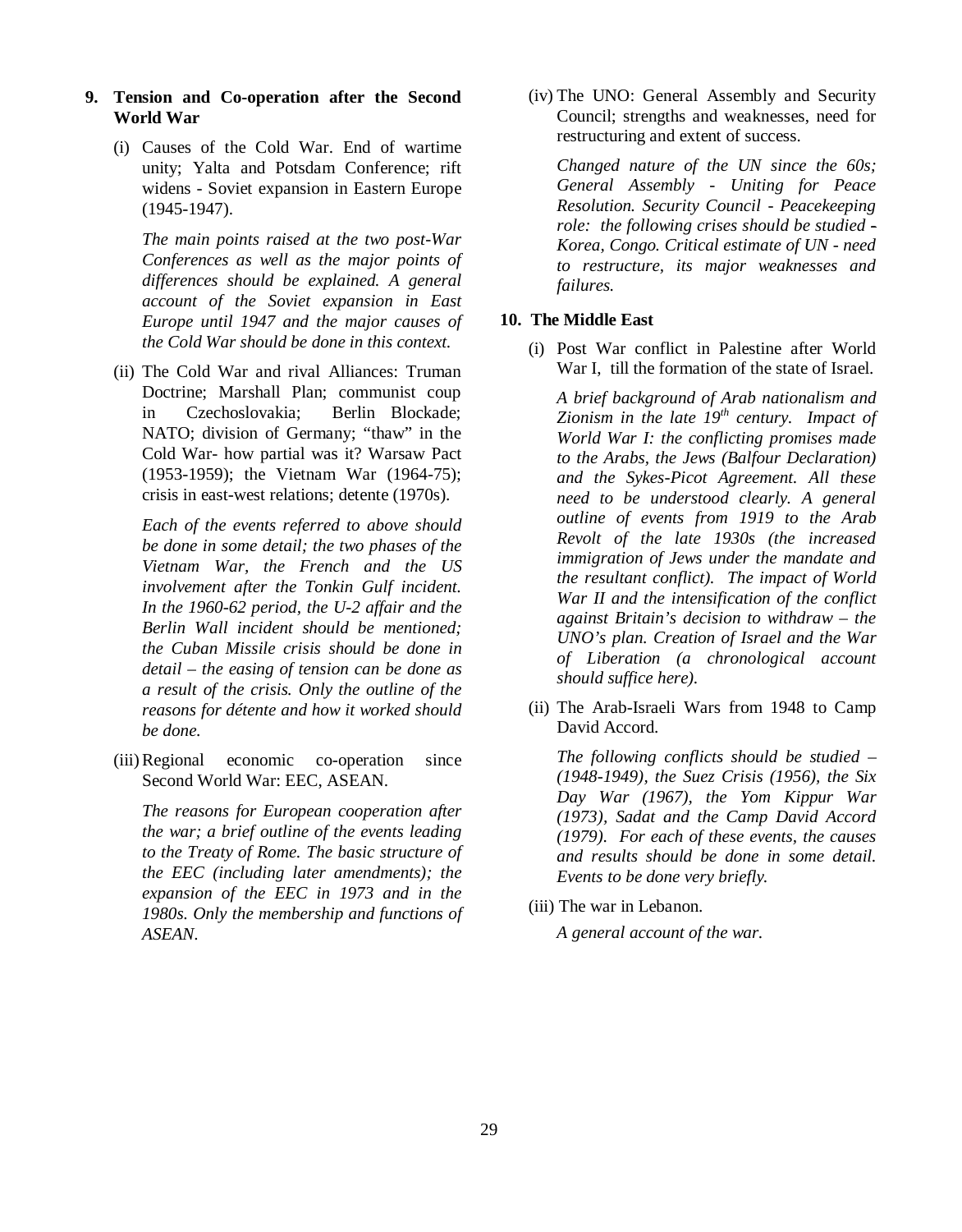**9. Tension and Co-operation after the Second World War**

(i) Causes of the Cold War. End of wartime unity; Yalta and Potsdam Conference; rift widens - Soviet expansion in Eastern Europe (1945-1947).

*The main points raised at the two post-War Conferences as well as the major points of differences should be explained. A general account of the Soviet expansion in East Europe until 1947 and the major causes of the Cold War should be done in this context.*

(ii) The Cold War and rival Alliances: Truman Doctrine; Marshall Plan; communist coup in Czechoslovakia; Berlin Blockade; NATO; division of Germany; "thaw" in the Cold War- how partial was it? Warsaw Pact (1953-1959); the Vietnam War (1964-75); crisis in east-west relations; detente (1970s).

*Each of the events referred to above should be done in some detail; the two phases of the Vietnam War, the French and the US involvement after the Tonkin Gulf incident. In the 1960-62 period, the U-2 affair and the Berlin Wall incident should be mentioned; the Cuban Missile crisis should be done in detail – the easing of tension can be done as a result of the crisis. Only the outline of the reasons for détente and how it worked should be done.*

(iii) Regional economic co-operation since Second World War: EEC, ASEAN.

*The reasons for European cooperation after the war; a brief outline of the events leading to the Treaty of Rome. The basic structure of the EEC (including later amendments); the expansion of the EEC in 1973 and in the 1980s. Only the membership and functions of ASEAN.*

(iv) The UNO: General Assembly and Security Council; strengths and weaknesses, need for restructuring and extent of success.

*Changed nature of the UN since the 60s; General Assembly - Uniting for Peace Resolution. Security Council - Peacekeeping role: the following crises should be studied - Korea, Congo. Critical estimate of UN - need to restructure, its major weaknesses and failures.*

**10. The Middle East**

(i) Post War conflict in Palestine after World War I, till the formation of the state of Israel.

*A brief background of Arab nationalism and Zionism in the late 19th century. Impact of World War I: the conflicting promises made to the Arabs, the Jews (Balfour Declaration) and the Sykes-Picot Agreement. All these need to be understood clearly. A general outline of events from 1919 to the Arab Revolt of the late 1930s (the increased immigration of Jews under the mandate and the resultant conflict). The impact of World War II and the intensification of the conflict against Britain's decision to withdraw – the UNO's plan. Creation of Israel and the War of Liberation (a chronological account should suffice here).*

(ii) The Arab-Israeli Wars from 1948 to Camp David Accord.

*The following conflicts should be studied – (1948-1949), the Suez Crisis (1956), the Six Day War (1967), the Yom Kippur War (1973), Sadat and the Camp David Accord (1979). For each of these events, the causes and results should be done in some detail. Events to be done very briefly.*

(iii) The war in Lebanon.

*A general account of the war.*